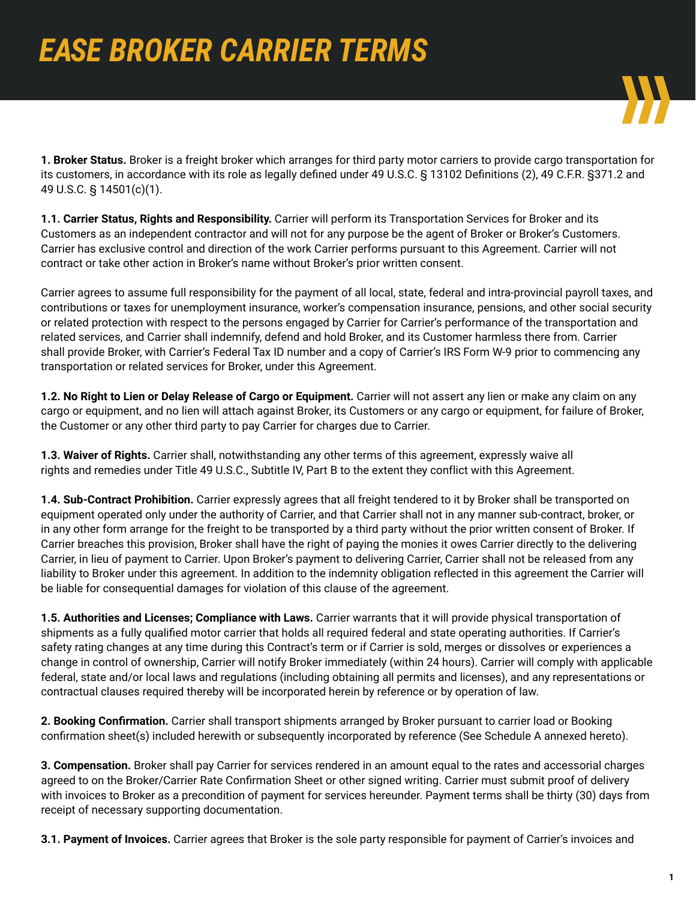# EASE BROKER CARRIER TERMS

**1. Broker Status.** Broker is a freight broker which arranges for third party motor carriers to provide cargo transportation for its customers, in accordance with its role as legally defined under 49 U.S.C. § 13102 Definitions (2), 49 C.F.R. §371.2 and 49 U.S.C. § 14501(c)(1).

**1.1. Carrier Status, Rights and Responsibility.** Carrier will perform its Transportation Services for Broker and its Customers as an independent contractor and will not for any purpose be the agent of Broker or Broker's Customers. Carrier has exclusive control and direction of the work Carrier performs pursuant to this Agreement. Carrier will not contract or take other action in Broker's name without Broker's prior written consent.

Carrier agrees to assume full responsibility for the payment of all local, state, federal and intra-provincial payroll taxes, and contributions or taxes for unemployment insurance, worker's compensation insurance, pensions, and other social security or related protection with respect to the persons engaged by Carrier for Carrier's performance of the transportation and related services, and Carrier shall indemnify, defend and hold Broker, and its Customer harmless there from. Carrier shall provide Broker, with Carrier's Federal Tax ID number and a copy of Carrier's IRS Form W-9 prior to commencing any transportation or related services for Broker, under this Agreement.

**1.2. No Right to Lien or Delay Release of Cargo or Equipment.** Carrier will not assert any lien or make any claim on any cargo or equipment, and no lien will attach against Broker, its Customers or any cargo or equipment, for failure of Broker, the Customer or any other third party to pay Carrier for charges due to Carrier.

**1.3. Waiver of Rights.** Carrier shall, notwithstanding any other terms of this agreement, expressly waive all rights and remedies under Title 49 U.S.C., Subtitle IV, Part B to the extent they conflict with this Agreement.

**1.4. Sub-Contract Prohibition.** Carrier expressly agrees that all freight tendered to it by Broker shall be transported on equipment operated only under the authority of Carrier, and that Carrier shall not in any manner sub-contract, broker, or in any other form arrange for the freight to be transported by a third party without the prior written consent of Broker. If Carrier breaches this provision, Broker shall have the right of paying the monies it owes Carrier directly to the delivering Carrier, in lieu of payment to Carrier. Upon Broker's payment to delivering Carrier, Carrier shall not be released from any liability to Broker under this agreement. In addition to the indemnity obligation reflected in this agreement the Carrier will be liable for consequential damages for violation of this clause of the agreement.

**1.5. Authorities and Licenses; Compliance with Laws.** Carrier warrants that it will provide physical transportation of shipments as a fully qualified motor carrier that holds all required federal and state operating authorities. If Carrier's safety rating changes at any time during this Contract's term or if Carrier is sold, merges or dissolves or experiences a change in control of ownership, Carrier will notify Broker immediately (within 24 hours). Carrier will comply with applicable federal, state and/or local laws and regulations (including obtaining all permits and licenses), and any representations or contractual clauses required thereby will be incorporated herein by reference or by operation of law.

**2. Booking Confirmation.** Carrier shall transport shipments arranged by Broker pursuant to carrier load or Booking confirmation sheet(s) included herewith or subsequently incorporated by reference (See Schedule A annexed hereto).

**3. Compensation.** Broker shall pay Carrier for services rendered in an amount equal to the rates and accessorial charges agreed to on the Broker/Carrier Rate Confirmation Sheet or other signed writing. Carrier must submit proof of delivery with invoices to Broker as a precondition of payment for services hereunder. Payment terms shall be thirty (30) days from receipt of necessary supporting documentation.

**3.1. Payment of Invoices.** Carrier agrees that Broker is the sole party responsible for payment of Carrier's invoices and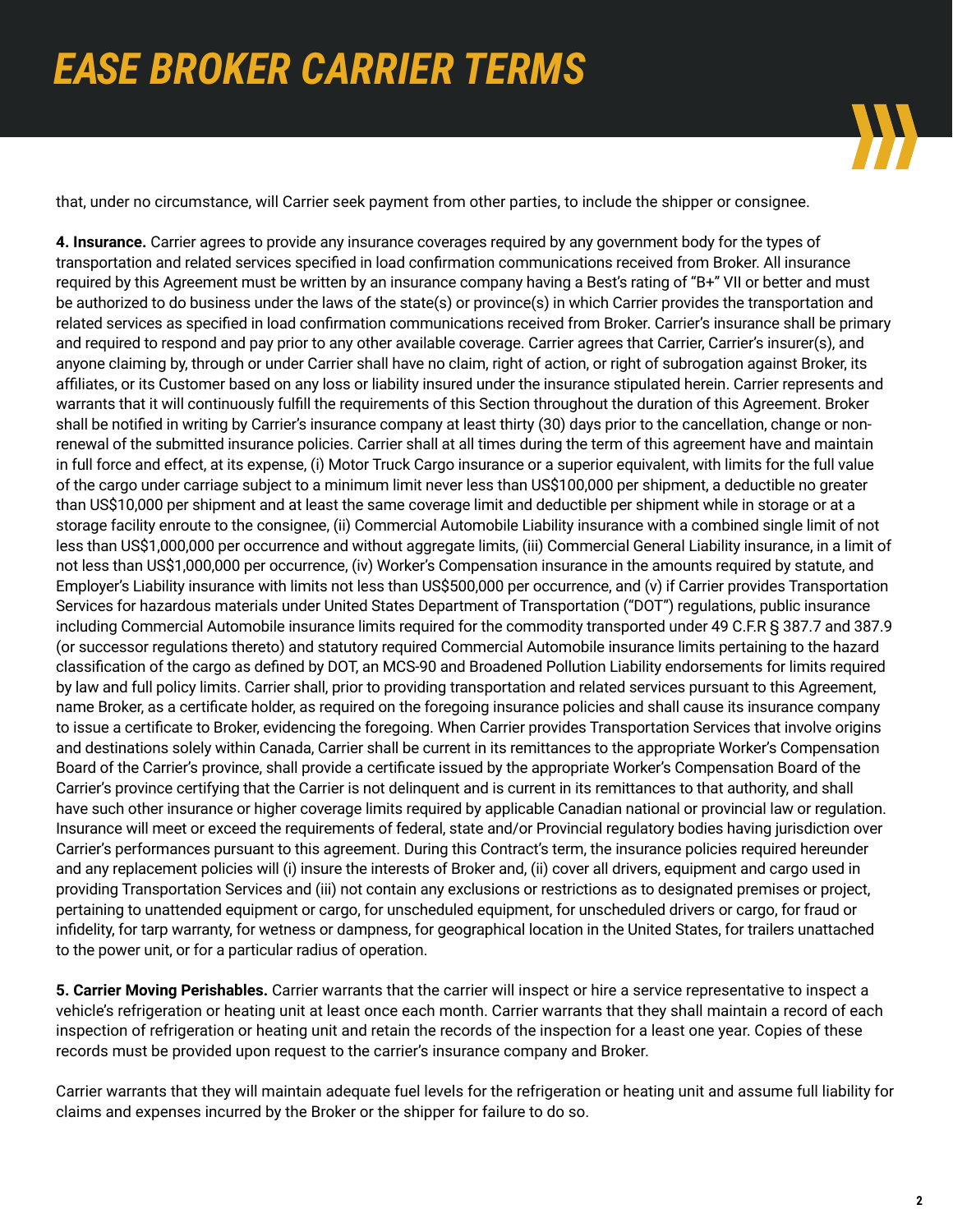that, under no circumstance, will Carrier seek payment from other parties, to include the shipper or consignee.

**4. Insurance.** Carrier agrees to provide any insurance coverages required by any government body for the types of transportation and related services specified in load confirmation communications received from Broker. All insurance required by this Agreement must be written by an insurance company having a Best's rating of "B+" VII or better and must be authorized to do business under the laws of the state(s) or province(s) in which Carrier provides the transportation and related services as specified in load confirmation communications received from Broker. Carrier's insurance shall be primary and required to respond and pay prior to any other available coverage. Carrier agrees that Carrier, Carrier's insurer(s), and anyone claiming by, through or under Carrier shall have no claim, right of action, or right of subrogation against Broker, its affiliates, or its Customer based on any loss or liability insured under the insurance stipulated herein. Carrier represents and warrants that it will continuously fulfill the requirements of this Section throughout the duration of this Agreement. Broker shall be notified in writing by Carrier's insurance company at least thirty (30) days prior to the cancellation, change or non-renewal of the submitted insurance policies. Carrier shall at all times during the term of this agreement have and maintain in full force and effect, at its expense, (i) Motor Truck Cargo insurance or a superior equivalent, with limits for the full value of the cargo under carriage subject to a minimum limit never less than US$100,000 per shipment, a deductible no greater than US$10,000 per shipment and at least the same coverage limit and deductible per shipment while in storage or at a storage facility enroute to the consignee, (ii) Commercial Automobile Liability insurance with a combined single limit of not less than US$1,000,000 per occurrence and without aggregate limits, (iii) Commercial General Liability insurance, in a limit of not less than US$1,000,000 per occurrence, (iv) Worker's Compensation insurance in the amounts required by statute, and Employer's Liability insurance with limits not less than US$500,000 per occurrence, and (v) if Carrier provides Transportation Services for hazardous materials under United States Department of Transportation ("DOT") regulations, public insurance including Commercial Automobile insurance limits required for the commodity transported under 49 C.F.R § 387.7 and 387.9 (or successor regulations thereto) and statutory required Commercial Automobile insurance limits pertaining to the hazard classification of the cargo as defined by DOT, an MCS-90 and Broadened Pollution Liability endorsements for limits required by law and full policy limits. Carrier shall, prior to providing transportation and related services pursuant to this Agreement, name Broker, as a certificate holder, as required on the foregoing insurance policies and shall cause its insurance company to issue a certificate to Broker, evidencing the foregoing. When Carrier provides Transportation Services that involve origins and destinations solely within Canada, Carrier shall be current in its remittances to the appropriate Worker's Compensation Board of the Carrier's province, shall provide a certificate issued by the appropriate Worker's Compensation Board of the Carrier's province certifying that the Carrier is not delinquent and is current in its remittances to that authority, and shall have such other insurance or higher coverage limits required by applicable Canadian national or provincial law or regulation. Insurance will meet or exceed the requirements of federal, state and/or Provincial regulatory bodies having jurisdiction over Carrier's performances pursuant to this agreement. During this Contract's term, the insurance policies required hereunder and any replacement policies will (i) insure the interests of Broker and, (ii) cover all drivers, equipment and cargo used in providing Transportation Services and (iii) not contain any exclusions or restrictions as to designated premises or project, pertaining to unattended equipment or cargo, for unscheduled equipment, for unscheduled drivers or cargo, for fraud or infidelity, for tarp warranty, for wetness or dampness, for geographical location in the United States, for trailers unattached to the power unit, or for a particular radius of operation.

**5. Carrier Moving Perishables.** Carrier warrants that the carrier will inspect or hire a service representative to inspect a vehicle's refrigeration or heating unit at least once each month. Carrier warrants that they shall maintain a record of each inspection of refrigeration or heating unit and retain the records of the inspection for a least one year. Copies of these records must be provided upon request to the carrier's insurance company and Broker.

Carrier warrants that they will maintain adequate fuel levels for the refrigeration or heating unit and assume full liability for claims and expenses incurred by the Broker or the shipper for failure to do so.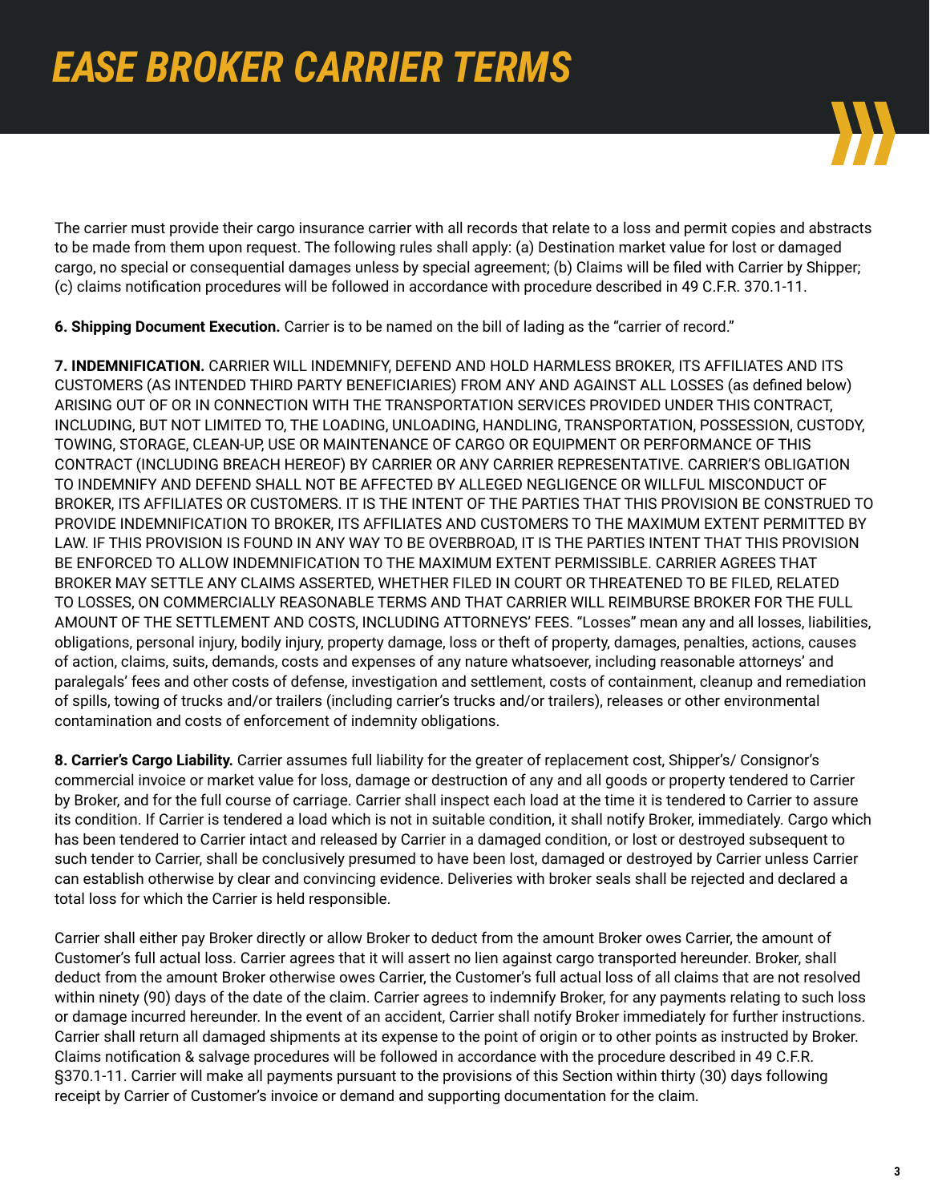# EASE BROKER CARRIER TERMS

The carrier must provide their cargo insurance carrier with all records that relate to a loss and permit copies and abstracts to be made from them upon request. The following rules shall apply: (a) Destination market value for lost or damaged cargo, no special or consequential damages unless by special agreement; (b) Claims will be filed with Carrier by Shipper; (c) claims notification procedures will be followed in accordance with procedure described in 49 C.F.R. 370.1-11.

**6. Shipping Document Execution.** Carrier is to be named on the bill of lading as the "carrier of record."

**7. INDEMNIFICATION.** CARRIER WILL INDEMNIFY, DEFEND AND HOLD HARMLESS BROKER, ITS AFFILIATES AND ITS CUSTOMERS (AS INTENDED THIRD PARTY BENEFICIARIES) FROM ANY AND AGAINST ALL LOSSES (as defined below) ARISING OUT OF OR IN CONNECTION WITH THE TRANSPORTATION SERVICES PROVIDED UNDER THIS CONTRACT, INCLUDING, BUT NOT LIMITED TO, THE LOADING, UNLOADING, HANDLING, TRANSPORTATION, POSSESSION, CUSTODY, TOWING, STORAGE, CLEAN-UP, USE OR MAINTENANCE OF CARGO OR EQUIPMENT OR PERFORMANCE OF THIS CONTRACT (INCLUDING BREACH HEREOF) BY CARRIER OR ANY CARRIER REPRESENTATIVE. CARRIER'S OBLIGATION TO INDEMNIFY AND DEFEND SHALL NOT BE AFFECTED BY ALLEGED NEGLIGENCE OR WILLFUL MISCONDUCT OF BROKER, ITS AFFILIATES OR CUSTOMERS. IT IS THE INTENT OF THE PARTIES THAT THIS PROVISION BE CONSTRUED TO PROVIDE INDEMNIFICATION TO BROKER, ITS AFFILIATES AND CUSTOMERS TO THE MAXIMUM EXTENT PERMITTED BY LAW. IF THIS PROVISION IS FOUND IN ANY WAY TO BE OVERBROAD, IT IS THE PARTIES INTENT THAT THIS PROVISION BE ENFORCED TO ALLOW INDEMNIFICATION TO THE MAXIMUM EXTENT PERMISSIBLE. CARRIER AGREES THAT BROKER MAY SETTLE ANY CLAIMS ASSERTED, WHETHER FILED IN COURT OR THREATENED TO BE FILED, RELATED TO LOSSES, ON COMMERCIALLY REASONABLE TERMS AND THAT CARRIER WILL REIMBURSE BROKER FOR THE FULL AMOUNT OF THE SETTLEMENT AND COSTS, INCLUDING ATTORNEYS' FEES. "Losses" mean any and all losses, liabilities, obligations, personal injury, bodily injury, property damage, loss or theft of property, damages, penalties, actions, causes of action, claims, suits, demands, costs and expenses of any nature whatsoever, including reasonable attorneys' and paralegals' fees and other costs of defense, investigation and settlement, costs of containment, cleanup and remediation of spills, towing of trucks and/or trailers (including carrier's trucks and/or trailers), releases or other environmental contamination and costs of enforcement of indemnity obligations.

**8. Carrier's Cargo Liability.** Carrier assumes full liability for the greater of replacement cost, Shipper's/ Consignor's commercial invoice or market value for loss, damage or destruction of any and all goods or property tendered to Carrier by Broker, and for the full course of carriage. Carrier shall inspect each load at the time it is tendered to Carrier to assure its condition. If Carrier is tendered a load which is not in suitable condition, it shall notify Broker, immediately. Cargo which has been tendered to Carrier intact and released by Carrier in a damaged condition, or lost or destroyed subsequent to such tender to Carrier, shall be conclusively presumed to have been lost, damaged or destroyed by Carrier unless Carrier can establish otherwise by clear and convincing evidence. Deliveries with broker seals shall be rejected and declared a total loss for which the Carrier is held responsible.

Carrier shall either pay Broker directly or allow Broker to deduct from the amount Broker owes Carrier, the amount of Customer's full actual loss. Carrier agrees that it will assert no lien against cargo transported hereunder. Broker, shall deduct from the amount Broker otherwise owes Carrier, the Customer's full actual loss of all claims that are not resolved within ninety (90) days of the date of the claim. Carrier agrees to indemnify Broker, for any payments relating to such loss or damage incurred hereunder. In the event of an accident, Carrier shall notify Broker immediately for further instructions. Carrier shall return all damaged shipments at its expense to the point of origin or to other points as instructed by Broker. Claims notification & salvage procedures will be followed in accordance with the procedure described in 49 C.F.R. §370.1-11. Carrier will make all payments pursuant to the provisions of this Section within thirty (30) days following receipt by Carrier of Customer's invoice or demand and supporting documentation for the claim.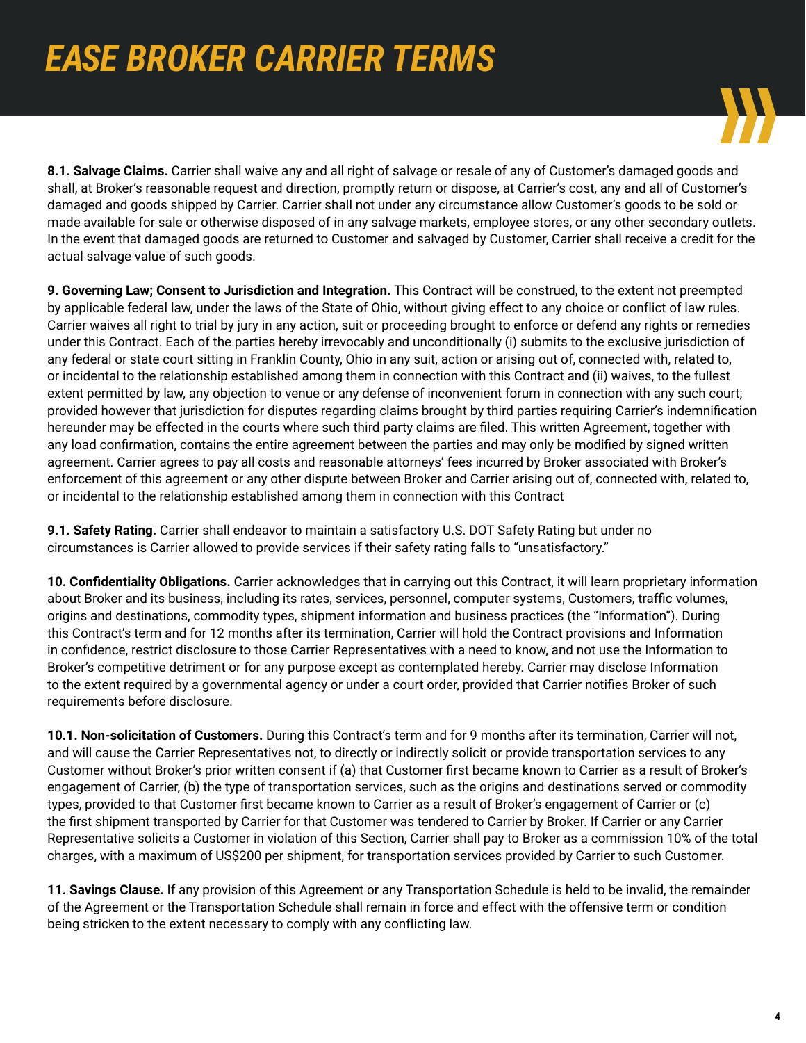# EASE BROKER CARRIER TERMS

**8.1. Salvage Claims.** Carrier shall waive any and all right of salvage or resale of any of Customer's damaged goods and shall, at Broker's reasonable request and direction, promptly return or dispose, at Carrier's cost, any and all of Customer's damaged and goods shipped by Carrier. Carrier shall not under any circumstance allow Customer's goods to be sold or made available for sale or otherwise disposed of in any salvage markets, employee stores, or any other secondary outlets. In the event that damaged goods are returned to Customer and salvaged by Customer, Carrier shall receive a credit for the actual salvage value of such goods.

**9. Governing Law; Consent to Jurisdiction and Integration.** This Contract will be construed, to the extent not preempted by applicable federal law, under the laws of the State of Ohio, without giving effect to any choice or conflict of law rules. Carrier waives all right to trial by jury in any action, suit or proceeding brought to enforce or defend any rights or remedies under this Contract. Each of the parties hereby irrevocably and unconditionally (i) submits to the exclusive jurisdiction of any federal or state court sitting in Franklin County, Ohio in any suit, action or arising out of, connected with, related to, or incidental to the relationship established among them in connection with this Contract and (ii) waives, to the fullest extent permitted by law, any objection to venue or any defense of inconvenient forum in connection with any such court; provided however that jurisdiction for disputes regarding claims brought by third parties requiring Carrier's indemnification hereunder may be effected in the courts where such third party claims are filed. This written Agreement, together with any load confirmation, contains the entire agreement between the parties and may only be modified by signed written agreement. Carrier agrees to pay all costs and reasonable attorneys' fees incurred by Broker associated with Broker's enforcement of this agreement or any other dispute between Broker and Carrier arising out of, connected with, related to, or incidental to the relationship established among them in connection with this Contract

**9.1. Safety Rating.** Carrier shall endeavor to maintain a satisfactory U.S. DOT Safety Rating but under no circumstances is Carrier allowed to provide services if their safety rating falls to "unsatisfactory."

**10. Confidentiality Obligations.** Carrier acknowledges that in carrying out this Contract, it will learn proprietary information about Broker and its business, including its rates, services, personnel, computer systems, Customers, traffic volumes, origins and destinations, commodity types, shipment information and business practices (the "Information"). During this Contract's term and for 12 months after its termination, Carrier will hold the Contract provisions and Information in confidence, restrict disclosure to those Carrier Representatives with a need to know, and not use the Information to Broker's competitive detriment or for any purpose except as contemplated hereby. Carrier may disclose Information to the extent required by a governmental agency or under a court order, provided that Carrier notifies Broker of such requirements before disclosure.

**10.1. Non-solicitation of Customers.** During this Contract's term and for 9 months after its termination, Carrier will not, and will cause the Carrier Representatives not, to directly or indirectly solicit or provide transportation services to any Customer without Broker's prior written consent if (a) that Customer first became known to Carrier as a result of Broker's engagement of Carrier, (b) the type of transportation services, such as the origins and destinations served or commodity types, provided to that Customer first became known to Carrier as a result of Broker's engagement of Carrier or (c) the first shipment transported by Carrier for that Customer was tendered to Carrier by Broker. If Carrier or any Carrier Representative solicits a Customer in violation of this Section, Carrier shall pay to Broker as a commission 10% of the total charges, with a maximum of US$200 per shipment, for transportation services provided by Carrier to such Customer.

**11. Savings Clause.** If any provision of this Agreement or any Transportation Schedule is held to be invalid, the remainder of the Agreement or the Transportation Schedule shall remain in force and effect with the offensive term or condition being stricken to the extent necessary to comply with any conflicting law.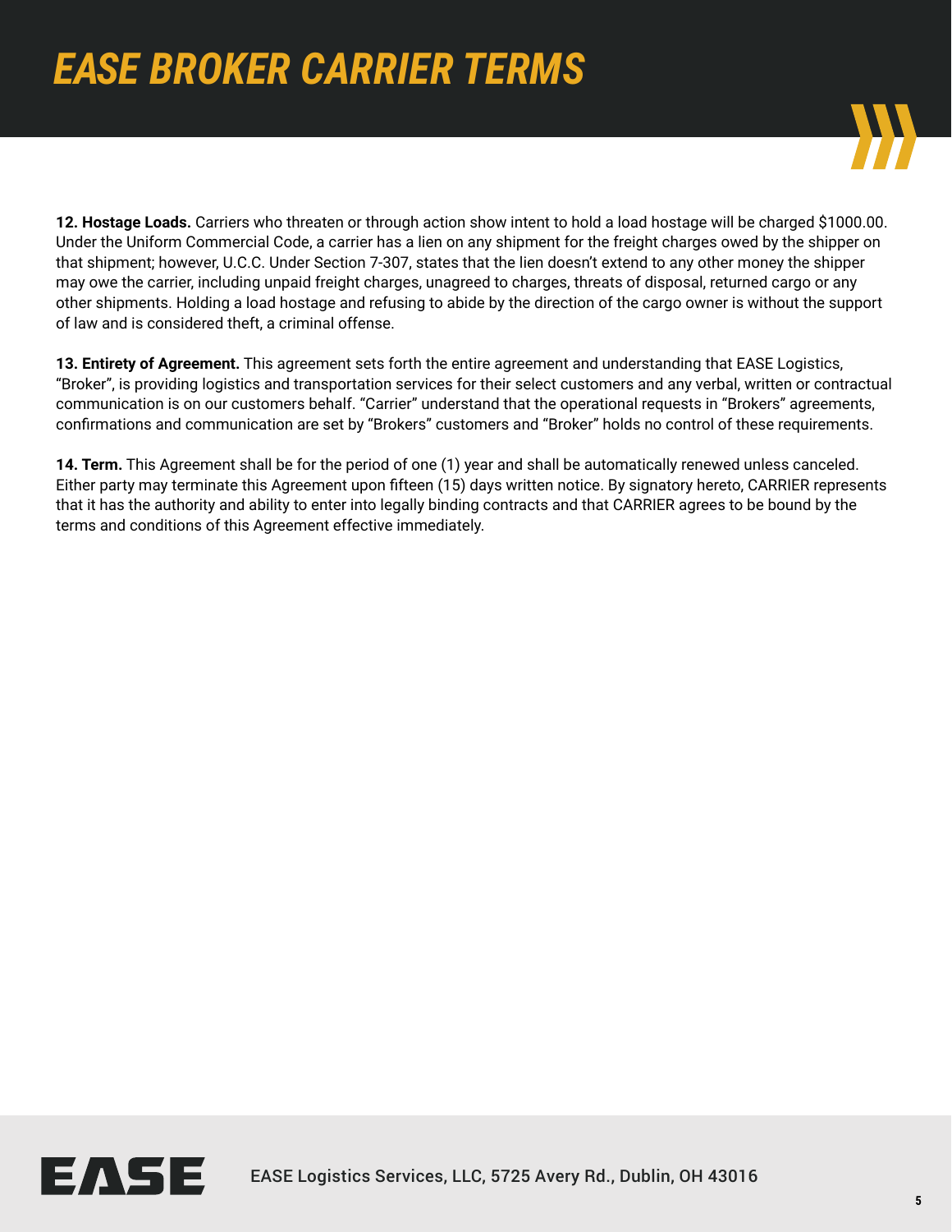# EASE BROKER CARRIER TERMS

**12. Hostage Loads.** Carriers who threaten or through action show intent to hold a load hostage will be charged $1000.00. Under the Uniform Commercial Code, a carrier has a lien on any shipment for the freight charges owed by the shipper on that shipment; however, U.C.C. Under Section 7-307, states that the lien doesn't extend to any other money the shipper may owe the carrier, including unpaid freight charges, unagreed to charges, threats of disposal, returned cargo or any other shipments. Holding a load hostage and refusing to abide by the direction of the cargo owner is without the support of law and is considered theft, a criminal offense.

**13. Entirety of Agreement.** This agreement sets forth the entire agreement and understanding that EASE Logistics, "Broker", is providing logistics and transportation services for their select customers and any verbal, written or contractual communication is on our customers behalf. "Carrier" understand that the operational requests in "Brokers" agreements, confirmations and communication are set by "Brokers" customers and "Broker" holds no control of these requirements.

**14. Term.** This Agreement shall be for the period of one (1) year and shall be automatically renewed unless canceled. Either party may terminate this Agreement upon fifteen (15) days written notice. By signatory hereto, CARRIER represents that it has the authority and ability to enter into legally binding contracts and that CARRIER agrees to be bound by the terms and conditions of this Agreement effective immediately.